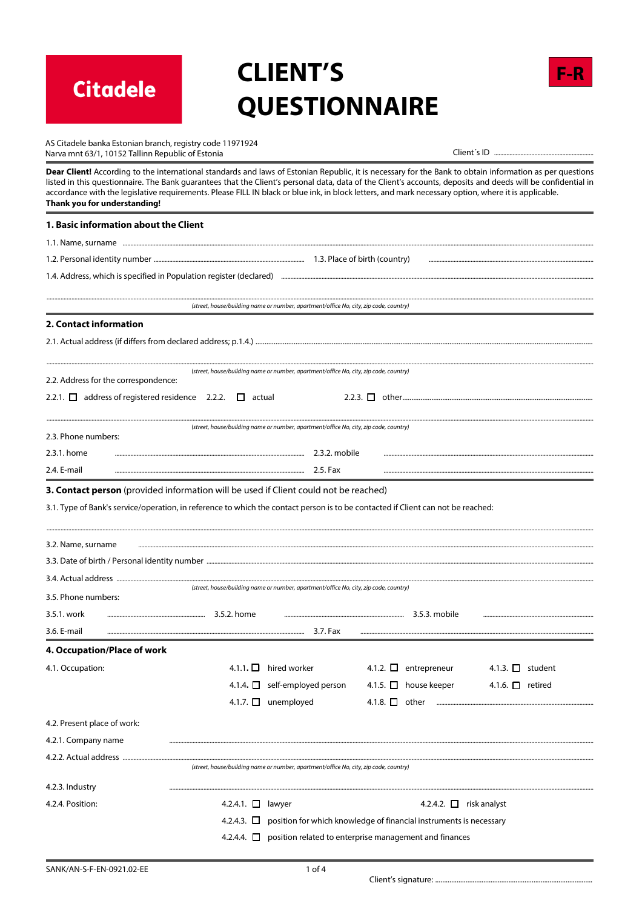Citadele

# CLIENT'S QUESTIONNAIRE

**F-R**

AS Citadele banka Estonian branch, registry code 11971924
Narva mnt 63/1, 10152 Tallinn Republic of Estonia

Client´s ID ..............................

**Dear Client!** According to the international standards and laws of Estonian Republic, it is necessary for the Bank to obtain information as per questions listed in this questionnaire. The Bank guarantees that the Client's personal data, data of the Client's accounts, deposits and deeds will be confidential in accordance with the legislative requirements. Please FILL IN black or blue ink, in block letters, and mark necessary option, where it is applicable.
**Thank you for understanding!**

## 1. Basic information about the Client

1.1. Name, surname ..............................

1.2. Personal identity number .............................. 1.3. Place of birth (country) ..............................

1.4. Address, which is specified in Population register (declared) ..............................

..............................
*(street, house/building name or number, apartment/office No, city, zip code, country)*

## 2. Contact information

2.1. Actual address (if differs from declared address; p.1.4.) ..............................

..............................
*(street, house/building name or number, apartment/office No, city, zip code, country)*

2.2. Address for the correspondence:

2.2.1. ☐ address of registered residence 2.2.2. ☐ actual 2.2.3. ☐ other..............................

..............................
*(street, house/building name or number, apartment/office No, city, zip code, country)*

2.3. Phone numbers:

2.3.1. home .............................. 2.3.2. mobile ..............................

2.4. E-mail .............................. 2.5. Fax ..............................

## 3. Contact person (provided information will be used if Client could not be reached)

3.1. Type of Bank's service/operation, in reference to which the contact person is to be contacted if Client can not be reached:

..............................

3.2. Name, surname ..............................

3.3. Date of birth / Personal identity number ..............................

3.4. Actual address ..............................
*(street, house/building name or number, apartment/office No, city, zip code, country)*

3.5. Phone numbers:

3.5.1. work .............................. 3.5.2. home .............................. 3.5.3. mobile ..............................

3.6. E-mail .............................. 3.7. Fax ..............................

## 4. Occupation/Place of work

4.1. Occupation:

4.1.1. ☐ hired worker 4.1.2. ☐ entrepreneur 4.1.3. ☐ student

4.1.4. ☐ self-employed person 4.1.5. ☐ house keeper 4.1.6. ☐ retired

4.1.7. ☐ unemployed 4.1.8. ☐ other ..............................

4.2. Present place of work:

4.2.1. Company name ..............................

4.2.2. Actual address ..............................
*(street, house/building name or number, apartment/office No, city, zip code, country)*

4.2.3. Industry ..............................

4.2.4. Position:

4.2.4.1. ☐ lawyer 4.2.4.2. ☐ risk analyst

4.2.4.3. ☐ position for which knowledge of financial instruments is necessary

4.2.4.4. ☐ position related to enterprise management and finances

SANK/AN-S-F-EN-0921.02-EE

Client's signature: ..............................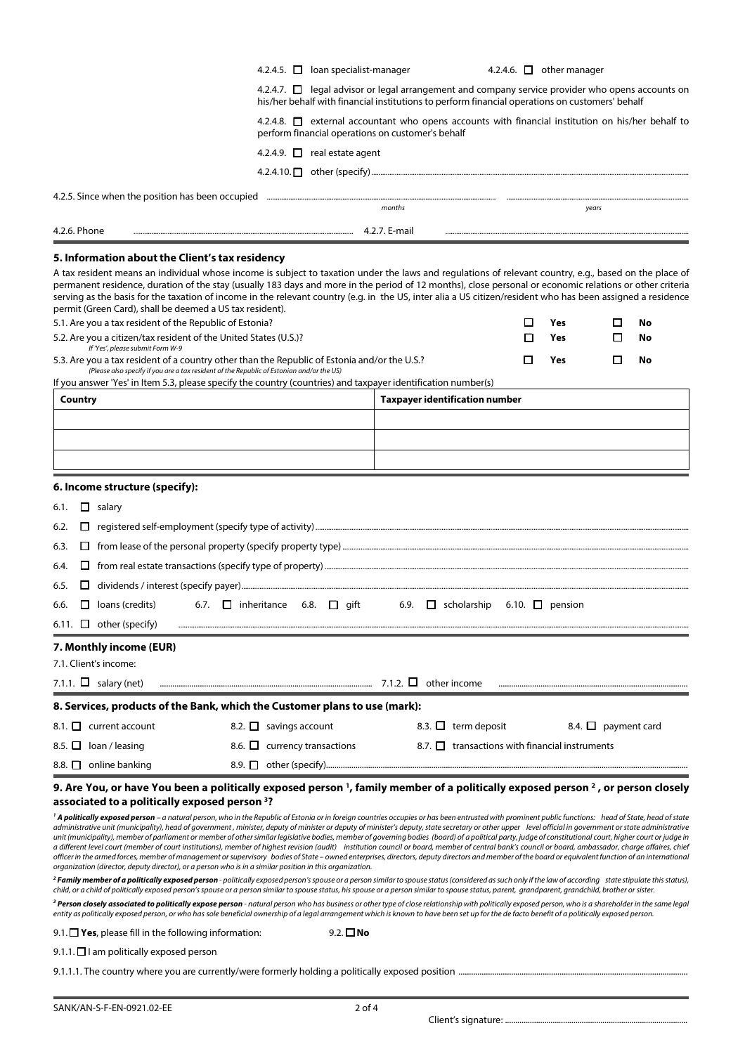4.2.4.5. ☐ loan specialist-manager

4.2.4.6. ☐ other manager

4.2.4.7. ☐ legal advisor or legal arrangement and company service provider who opens accounts on his/her behalf with financial institutions to perform financial operations on customers' behalf

4.2.4.8. ☐ external accountant who opens accounts with financial institution on his/her behalf to perform financial operations on customer's behalf

4.2.4.9. ☐ real estate agent

4.2.4.10. ☐ other (specify) ..........

4.2.5. Since when the position has been occupied .......... months .......... years

4.2.6. Phone .......... 4.2.7. E-mail ..........

## 5. Information about the Client's tax residency

A tax resident means an individual whose income is subject to taxation under the laws and regulations of relevant country, e.g., based on the place of permanent residence, duration of the stay (usually 183 days and more in the period of 12 months), close personal or economic relations or other criteria serving as the basis for the taxation of income in the relevant country (e.g. in the US, inter alia a US citizen/resident who has been assigned a residence permit (Green Card), shall be deemed a US tax resident).

5.1. Are you a tax resident of the Republic of Estonia? ☐ Yes ☐ No

5.2. Are you a citizen/tax resident of the United States (U.S.)? ☐ Yes ☐ No
*If 'Yes', please submit Form W-9*

5.3. Are you a tax resident of a country other than the Republic of Estonia and/or the U.S.? ☐ Yes ☐ No
*(Please also specify if you are a tax resident of the Republic of Estonian and/or the US)*

If you answer 'Yes' in Item 5.3, please specify the country (countries) and taxpayer identification number(s)

| Country | Taxpayer identification number |
|---|---|
| | |
| | |
| | |

## 6. Income structure (specify):

6.1. ☐ salary

6.2. ☐ registered self-employment (specify type of activity) ..........

6.3. ☐ from lease of the personal property (specify property type) ..........

6.4. ☐ from real estate transactions (specify type of property) ..........

6.5. ☐ dividends / interest (specify payer) ..........

6.6. ☐ loans (credits) 6.7. ☐ inheritance 6.8. ☐ gift 6.9. ☐ scholarship 6.10. ☐ pension

6.11. ☐ other (specify) ..........

## 7. Monthly income (EUR)

7.1. Client's income:

7.1.1. ☐ salary (net) .......... 7.1.2. ☐ other income ..........

## 8. Services, products of the Bank, which the Customer plans to use (mark):

8.1. ☐ current account 8.2. ☐ savings account 8.3. ☐ term deposit 8.4. ☐ payment card

8.5. ☐ loan / leasing 8.6. ☐ currency transactions 8.7. ☐ transactions with financial instruments

8.8. ☐ online banking 8.9. ☐ other (specify) ..........

## 9. Are You, or have You been a politically exposed person [1], family member of a politically exposed person [2], or person closely associated to a politically exposed person [3]?

*[1] **A politically exposed person** – a natural person, who in the Republic of Estonia or in foreign countries occupies or has been entrusted with prominent public functions: head of State, head of state administrative unit (municipality), head of government , minister, deputy of minister or deputy of minister's deputy, state secretary or other upper level official in government or state administrative unit (municipality), member of parliament or member of other similar legislative bodies, member of governing bodies (board) of a political party, judge of constitutional court, higher court or judge in a different level court (member of court institutions), member of highest revision (audit) institution council or board, member of central bank's council or board, ambassador, charge affaires, chief officer in the armed forces, member of management or supervisory bodies of State – owned enterprises, directors, deputy directors and member of the board or equivalent function of an international organization (director, deputy director), or a person who is in a similar position in this organization.*

*[2] **Family member of a politically exposed person** - politically exposed person's spouse or a person similar to spouse status (considered as such only if the law of according state stipulate this status), child, or a child of politically exposed person's spouse or a person similar to spouse status, his spouse or a person similar to spouse status, parent, grandparent, grandchild, brother or sister.*

*[3] **Person closely associated to politically expose person** - natural person who has business or other type of close relationship with politically exposed person, who is a shareholder in the same legal entity as politically exposed person, or who has sole beneficial ownership of a legal arrangement which is known to have been set up for the de facto benefit of a politically exposed person.*

9.1. ☐ **Yes**, please fill in the following information: 9.2. ☐ **No**

9.1.1. ☐ I am politically exposed person

9.1.1.1. The country where you are currently/were formerly holding a politically exposed position ..........

SANK/AN-S-F-EN-0921.02-EE

Client's signature: ..........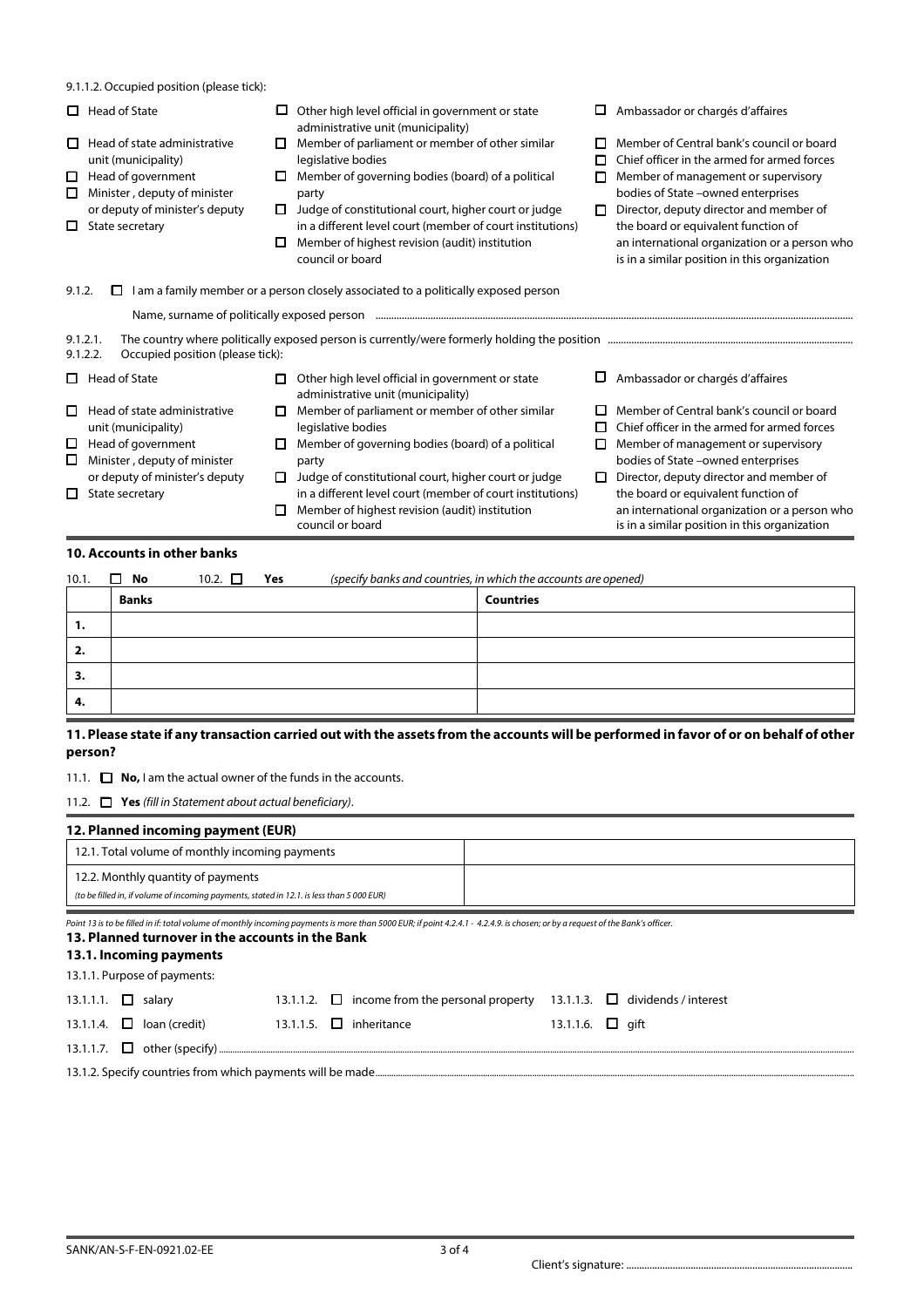9.1.1.2. Occupied position (please tick):

- ☐ Head of State
- ☐ Head of state administrative unit (municipality)
- ☐ Head of government
- ☐ Minister , deputy of minister or deputy of minister's deputy
- ☐ State secretary
- ☐ Other high level official in government or state administrative unit (municipality)
- ☐ Member of parliament or member of other similar legislative bodies
- ☐ Member of governing bodies (board) of a political party
- ☐ Judge of constitutional court, higher court or judge in a different level court (member of court institutions)
- ☐ Member of highest revision (audit) institution council or board
- ☐ Ambassador or chargés d'affaires
- ☐ Member of Central bank's council or board
- ☐ Chief officer in the armed for armed forces
- ☐ Member of management or supervisory bodies of State –owned enterprises
- ☐ Director, deputy director and member of the board or equivalent function of an international organization or a person who is in a similar position in this organization

9.1.2. ☐ I am a family member or a person closely associated to a politically exposed person

Name, surname of politically exposed person ..........

9.1.2.1. The country where politically exposed person is currently/were formerly holding the position ..........

9.1.2.2. Occupied position (please tick):

- ☐ Head of State
- ☐ Head of state administrative unit (municipality)
- ☐ Head of government
- ☐ Minister , deputy of minister or deputy of minister's deputy
- ☐ State secretary
- ☐ Other high level official in government or state administrative unit (municipality)
- ☐ Member of parliament or member of other similar legislative bodies
- ☐ Member of governing bodies (board) of a political party
- ☐ Judge of constitutional court, higher court or judge in a different level court (member of court institutions)
- ☐ Member of highest revision (audit) institution council or board
- ☐ Ambassador or chargés d'affaires
- ☐ Member of Central bank's council or board
- ☐ Chief officer in the armed for armed forces
- ☐ Member of management or supervisory bodies of State –owned enterprises
- ☐ Director, deputy director and member of the board or equivalent function of an international organization or a person who is in a similar position in this organization

## 10. Accounts in other banks

10.1. ☐ **No** 10.2. ☐ **Yes** *(specify banks and countries, in which the accounts are opened)*

| | Banks | Countries |
|---|---|---|
| 1. | | |
| 2. | | |
| 3. | | |
| 4. | | |

## 11. Please state if any transaction carried out with the assets from the accounts will be performed in favor of or on behalf of other person?

11.1. ☐ **No,** I am the actual owner of the funds in the accounts.

11.2. ☐ **Yes** *(fill in Statement about actual beneficiary)*.

## 12. Planned incoming payment (EUR)

| | |
|---|---|
| 12.1. Total volume of monthly incoming payments | |
| 12.2. Monthly quantity of payments *(to be filled in, if volume of incoming payments, stated in 12.1. is less than 5 000 EUR)* | |

*Point 13 is to be filled in if: total volume of monthly incoming payments is more than 5000 EUR; if point 4.2.4.1 - 4.2.4.9. is chosen; or by a request of the Bank's officer.*

## 13. Planned turnover in the accounts in the Bank

### 13.1. Incoming payments

13.1.1. Purpose of payments:

13.1.1.1. ☐ salary
13.1.1.2. ☐ income from the personal property
13.1.1.3. ☐ dividends / interest
13.1.1.4. ☐ loan (credit)
13.1.1.5. ☐ inheritance
13.1.1.6. ☐ gift
13.1.1.7. ☐ other (specify) ..........

13.1.2. Specify countries from which payments will be made..........

SANK/AN-S-F-EN-0921.02-EE

Client's signature: ..........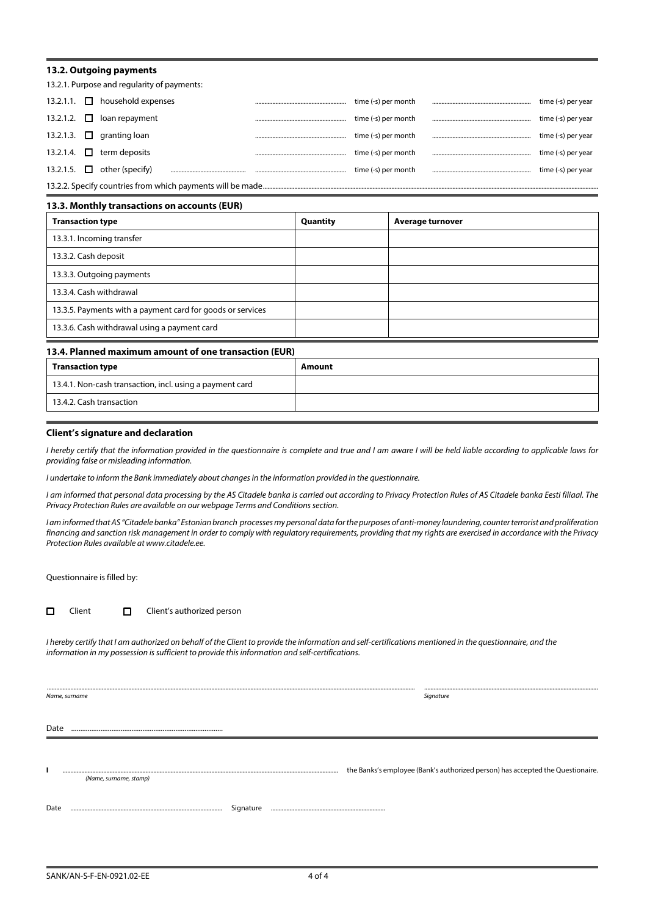### 13.2. Outgoing payments

13.2.1. Purpose and regularity of payments:

13.2.1.1. ☐ household expenses .................... time (-s) per month .................... time (-s) per year

13.2.1.2. ☐ loan repayment .................... time (-s) per month .................... time (-s) per year

13.2.1.3. ☐ granting loan .................... time (-s) per month .................... time (-s) per year

13.2.1.4. ☐ term deposits .................... time (-s) per month .................... time (-s) per year

13.2.1.5. ☐ other (specify) .................... .................... time (-s) per month .................... time (-s) per year

13.2.2. Specify countries from which payments will be made....................

### 13.3. Monthly transactions on accounts (EUR)

| Transaction type | Quantity | Average turnover |
|---|---|---|
| 13.3.1. Incoming transfer | | |
| 13.3.2. Cash deposit | | |
| 13.3.3. Outgoing payments | | |
| 13.3.4. Cash withdrawal | | |
| 13.3.5. Payments with a payment card for goods or services | | |
| 13.3.6. Cash withdrawal using a payment card | | |

### 13.4. Planned maximum amount of one transaction (EUR)

| Transaction type | Amount |
|---|---|
| 13.4.1. Non-cash transaction, incl. using a payment card | |
| 13.4.2. Cash transaction | |

### Client's signature and declaration

*I hereby certify that the information provided in the questionnaire is complete and true and I am aware I will be held liable according to applicable laws for providing false or misleading information.*

*I undertake to inform the Bank immediately about changes in the information provided in the questionnaire.*

*I am informed that personal data processing by the AS Citadele banka is carried out according to Privacy Protection Rules of AS Citadele banka Eesti filiaal. The Privacy Protection Rules are available on our webpage Terms and Conditions section.*

*I am informed that AS "Citadele banka" Estonian branch processes my personal data for the purposes of anti-money laundering, counter terrorist and proliferation financing and sanction risk management in order to comply with regulatory requirements, providing that my rights are exercised in accordance with the Privacy Protection Rules available at www.citadele.ee.*

Questionnaire is filled by:

☐ Client ☐ Client's authorized person

*I hereby certify that I am authorized on behalf of the Client to provide the information and self-certifications mentioned in the questionnaire, and the information in my possession is sufficient to provide this information and self-certifications.*

.................................................... ....................................................
*Name, surname* *Signature*

Date ....................................................

I .................................................... the Banks's employee (Bank's authorized person) has accepted the Questionnaire.
*(Name, surname, stamp)*

Date .................................................... Signature ....................................................

SANK/AN-S-F-EN-0921.02-EE